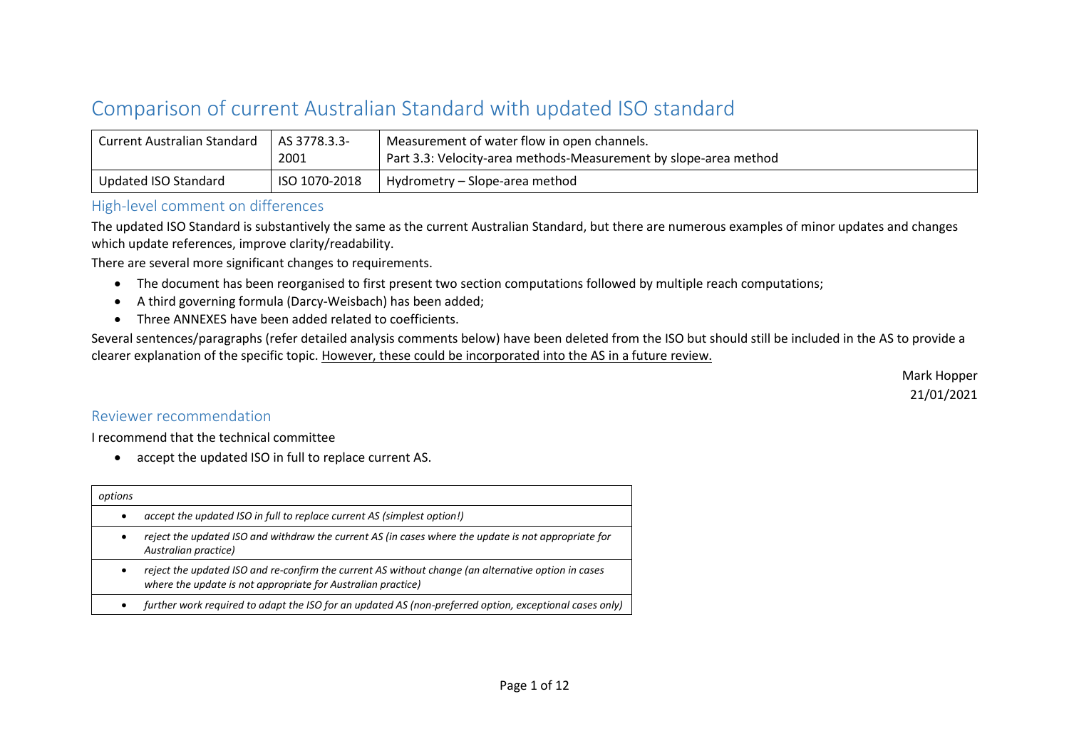# Comparison of current Australian Standard with updated ISO standard

| Current Australian Standard | AS 3778.3.3-2001 | Measurement of water flow in open channels. Part 3.3: Velocity-area methods-Measurement by slope-area method |
|---|---|---|
| Updated ISO Standard | ISO 1070-2018 | Hydrometry – Slope-area method |

## High-level comment on differences

The updated ISO Standard is substantively the same as the current Australian Standard, but there are numerous examples of minor updates and changes which update references, improve clarity/readability.

There are several more significant changes to requirements.

- The document has been reorganised to first present two section computations followed by multiple reach computations;
- A third governing formula (Darcy-Weisbach) has been added;
- Three ANNEXES have been added related to coefficients.

Several sentences/paragraphs (refer detailed analysis comments below) have been deleted from the ISO but should still be included in the AS to provide a clearer explanation of the specific topic. <u>However, these could be incorporated into the AS in a future review.</u>

Mark Hopper
21/01/2021

## Reviewer recommendation

I recommend that the technical committee

- accept the updated ISO in full to replace current AS.

| *options* |
|---|
| • *accept the updated ISO in full to replace current AS (simplest option!)* |
| • *reject the updated ISO and withdraw the current AS (in cases where the update is not appropriate for Australian practice)* |
| • *reject the updated ISO and re-confirm the current AS without change (an alternative option in cases where the update is not appropriate for Australian practice)* |
| • *further work required to adapt the ISO for an updated AS (non-preferred option, exceptional cases only)* |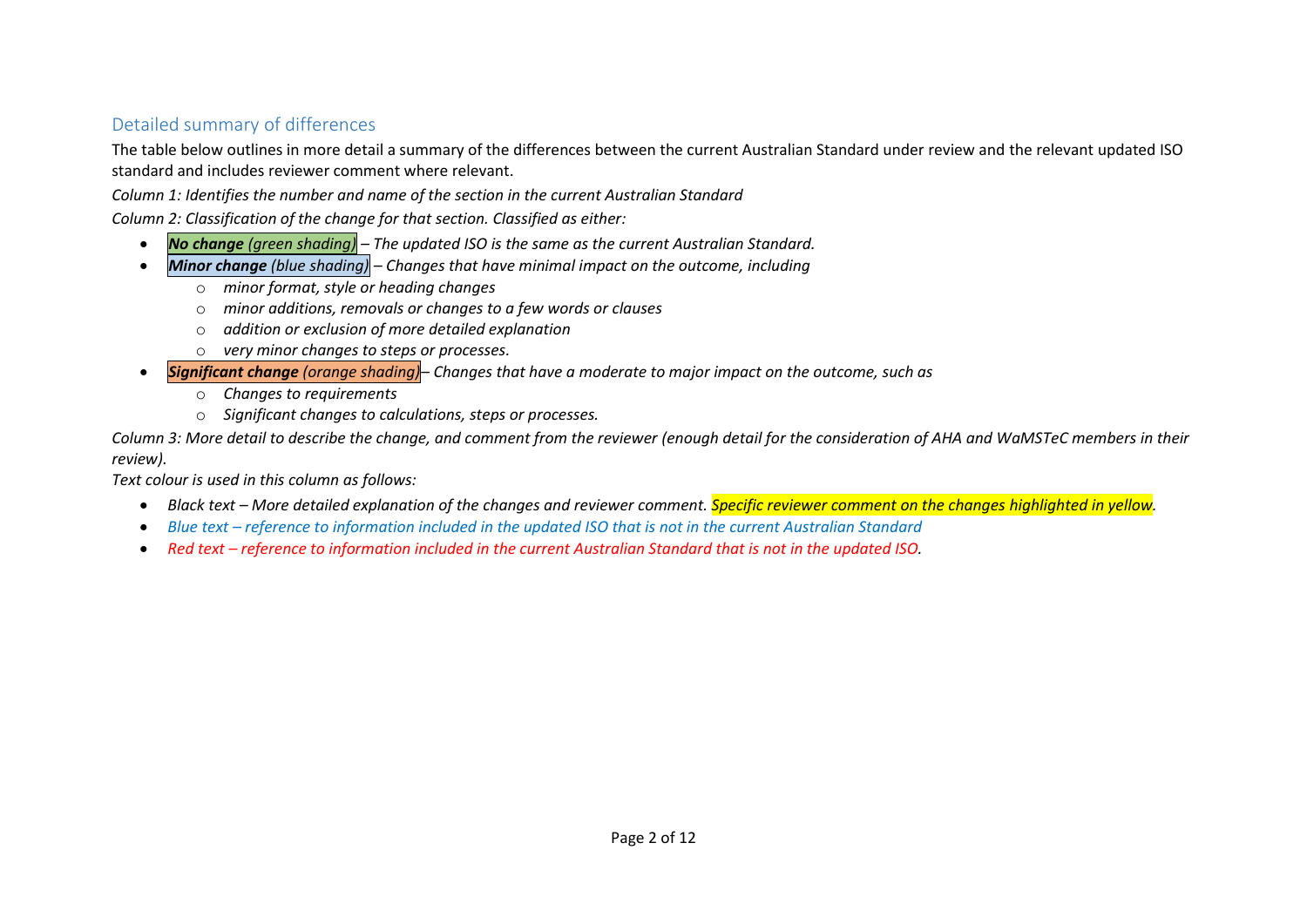## Detailed summary of differences

The table below outlines in more detail a summary of the differences between the current Australian Standard under review and the relevant updated ISO standard and includes reviewer comment where relevant.

*Column 1: Identifies the number and name of the section in the current Australian Standard*

*Column 2: Classification of the change for that section. Classified as either:*

- ***No change** (green shading)* *– The updated ISO is the same as the current Australian Standard.*
- ***Minor change** (blue shading)* *– Changes that have minimal impact on the outcome, including*
  - *minor format, style or heading changes*
  - *minor additions, removals or changes to a few words or clauses*
  - *addition or exclusion of more detailed explanation*
  - *very minor changes to steps or processes.*
- ***Significant change** (orange shading)* *– Changes that have a moderate to major impact on the outcome, such as*
  - *Changes to requirements*
  - *Significant changes to calculations, steps or processes.*

*Column 3: More detail to describe the change, and comment from the reviewer (enough detail for the consideration of AHA and WaMSTeC members in their review).*

*Text colour is used in this column as follows:*

- *Black text – More detailed explanation of the changes and reviewer comment. Specific reviewer comment on the changes highlighted in yellow.*
- *Blue text – reference to information included in the updated ISO that is not in the current Australian Standard*
- *Red text – reference to information included in the current Australian Standard that is not in the updated ISO.*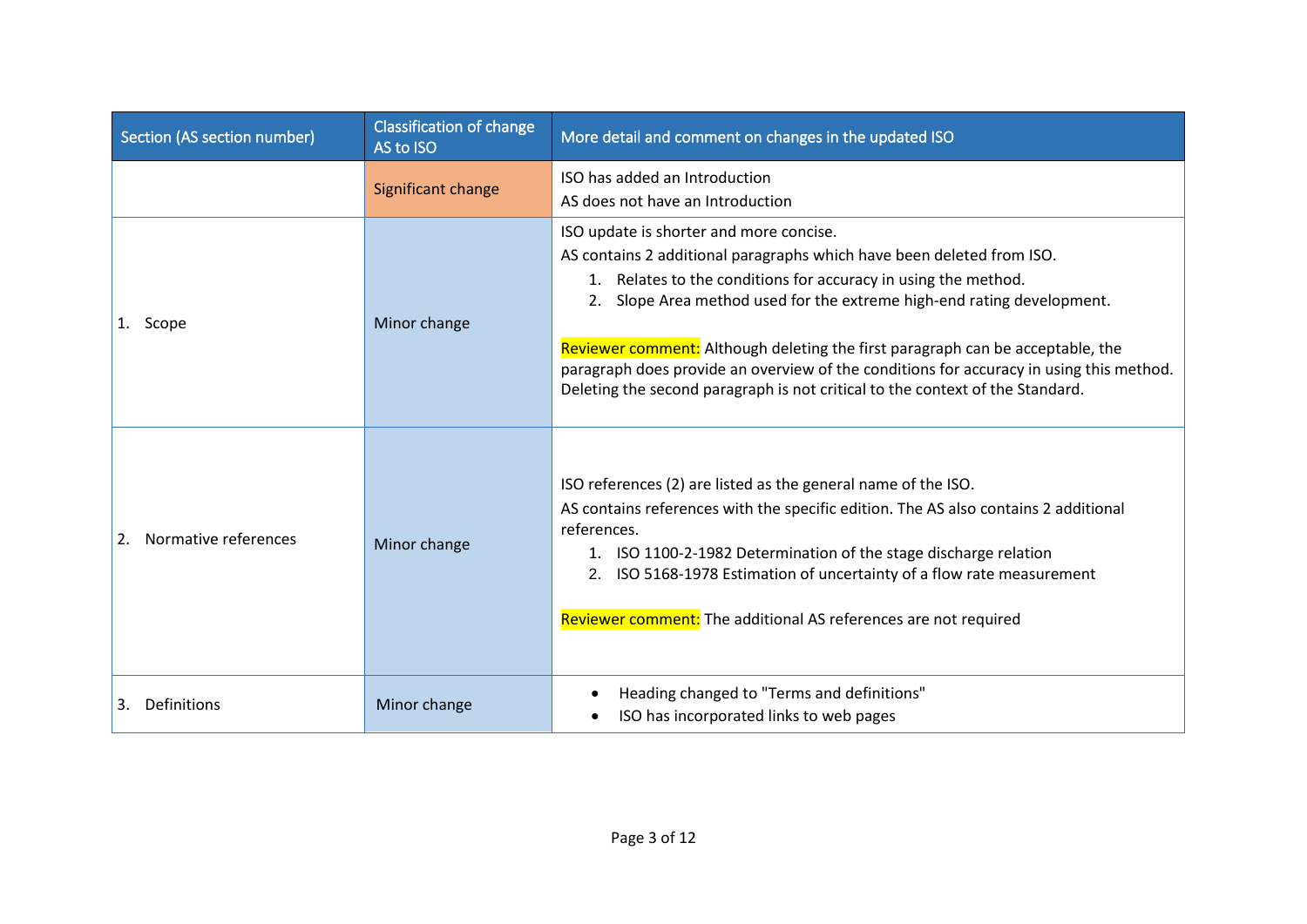| Section (AS section number) | Classification of change AS to ISO | More detail and comment on changes in the updated ISO |
|---|---|---|
| | Significant change | ISO has added an Introduction<br>AS does not have an Introduction |
| 1. Scope | Minor change | ISO update is shorter and more concise.<br>AS contains 2 additional paragraphs which have been deleted from ISO.<br>1. Relates to the conditions for accuracy in using the method.<br>2. Slope Area method used for the extreme high-end rating development.<br><br>Reviewer comment: Although deleting the first paragraph can be acceptable, the paragraph does provide an overview of the conditions for accuracy in using this method. Deleting the second paragraph is not critical to the context of the Standard. |
| 2. Normative references | Minor change | ISO references (2) are listed as the general name of the ISO.<br>AS contains references with the specific edition. The AS also contains 2 additional references.<br>1. ISO 1100-2-1982 Determination of the stage discharge relation<br>2. ISO 5168-1978 Estimation of uncertainty of a flow rate measurement<br><br>Reviewer comment: The additional AS references are not required |
| 3. Definitions | Minor change | • Heading changed to "Terms and definitions"<br>• ISO has incorporated links to web pages |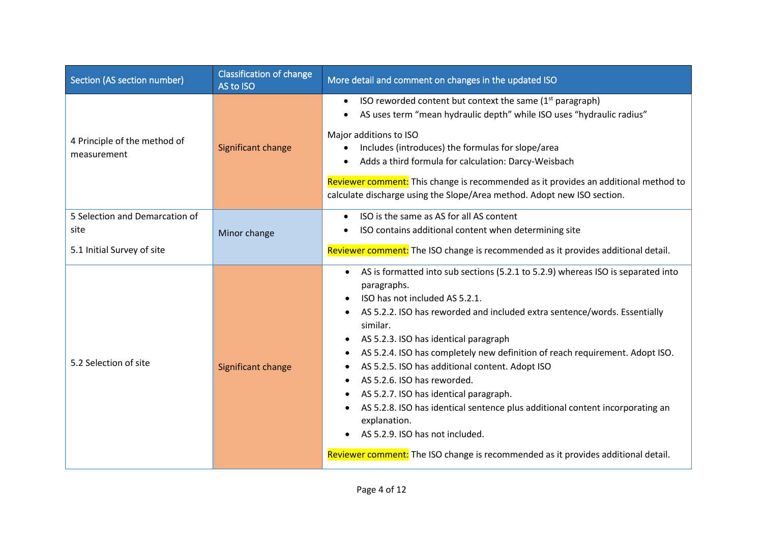| Section (AS section number) | Classification of change AS to ISO | More detail and comment on changes in the updated ISO |
|---|---|---|
| 4 Principle of the method of measurement | Significant change | • ISO reworded content but context the same (1st paragraph)<br>• AS uses term "mean hydraulic depth" while ISO uses "hydraulic radius"<br><br>Major additions to ISO<br>• Includes (introduces) the formulas for slope/area<br>• Adds a third formula for calculation: Darcy-Weisbach<br><br>Reviewer comment: This change is recommended as it provides an additional method to calculate discharge using the Slope/Area method. Adopt new ISO section. |
| 5 Selection and Demarcation of site<br><br>5.1 Initial Survey of site | Minor change | • ISO is the same as AS for all AS content<br>• ISO contains additional content when determining site<br><br>Reviewer comment: The ISO change is recommended as it provides additional detail. |
| 5.2 Selection of site | Significant change | • AS is formatted into sub sections (5.2.1 to 5.2.9) whereas ISO is separated into paragraphs.<br>• ISO has not included AS 5.2.1.<br>• AS 5.2.2. ISO has reworded and included extra sentence/words. Essentially similar.<br>• AS 5.2.3. ISO has identical paragraph<br>• AS 5.2.4. ISO has completely new definition of reach requirement. Adopt ISO.<br>• AS 5.2.5. ISO has additional content. Adopt ISO<br>• AS 5.2.6. ISO has reworded.<br>• AS 5.2.7. ISO has identical paragraph.<br>• AS 5.2.8. ISO has identical sentence plus additional content incorporating an explanation.<br>• AS 5.2.9. ISO has not included.<br><br>Reviewer comment: The ISO change is recommended as it provides additional detail. |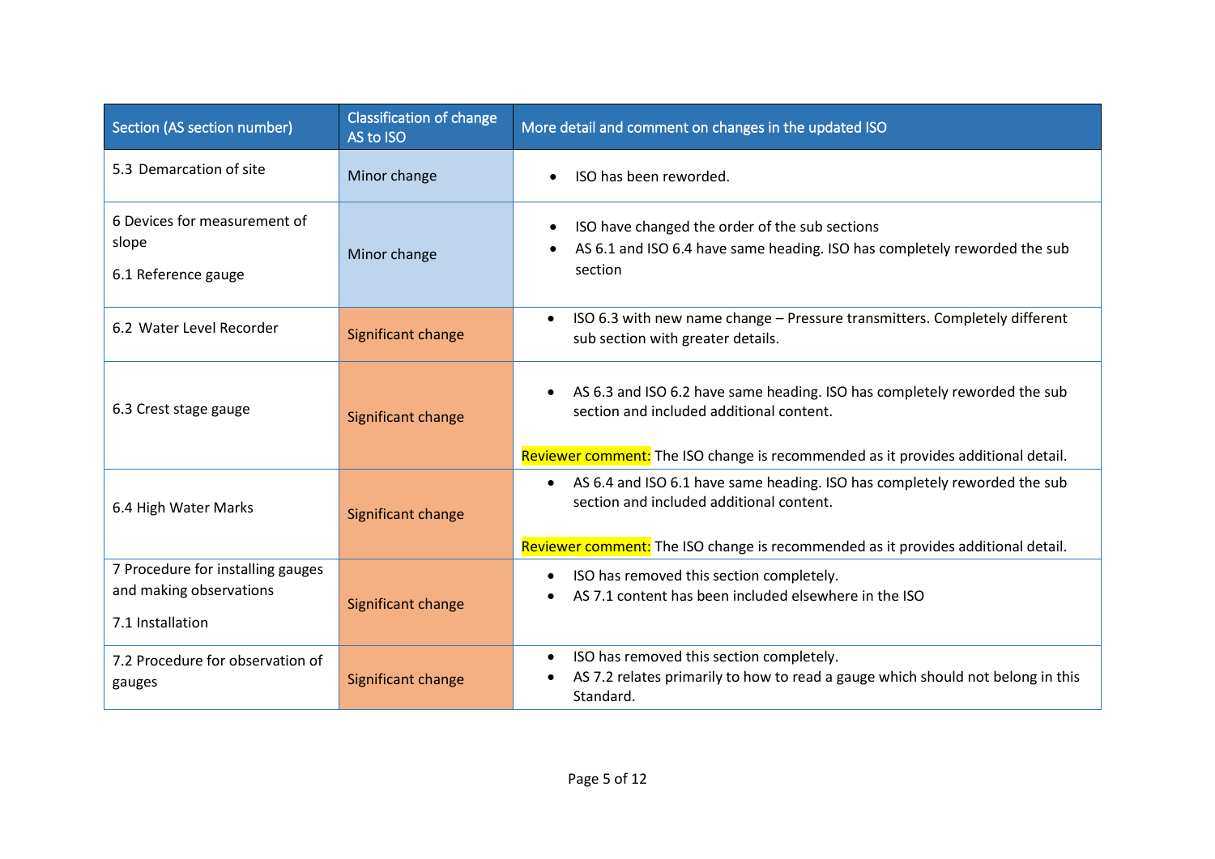| Section (AS section number) | Classification of change AS to ISO | More detail and comment on changes in the updated ISO |
|---|---|---|
| 5.3 Demarcation of site | Minor change | • ISO has been reworded. |
| 6 Devices for measurement of slope<br><br>6.1 Reference gauge | Minor change | • ISO have changed the order of the sub sections<br>• AS 6.1 and ISO 6.4 have same heading. ISO has completely reworded the sub section |
| 6.2 Water Level Recorder | Significant change | • ISO 6.3 with new name change – Pressure transmitters. Completely different sub section with greater details. |
| 6.3 Crest stage gauge | Significant change | • AS 6.3 and ISO 6.2 have same heading. ISO has completely reworded the sub section and included additional content.<br><br>Reviewer comment: The ISO change is recommended as it provides additional detail. |
| 6.4 High Water Marks | Significant change | • AS 6.4 and ISO 6.1 have same heading. ISO has completely reworded the sub section and included additional content.<br><br>Reviewer comment: The ISO change is recommended as it provides additional detail. |
| 7 Procedure for installing gauges and making observations<br><br>7.1 Installation | Significant change | • ISO has removed this section completely.<br>• AS 7.1 content has been included elsewhere in the ISO |
| 7.2 Procedure for observation of gauges | Significant change | • ISO has removed this section completely.<br>• AS 7.2 relates primarily to how to read a gauge which should not belong in this Standard. |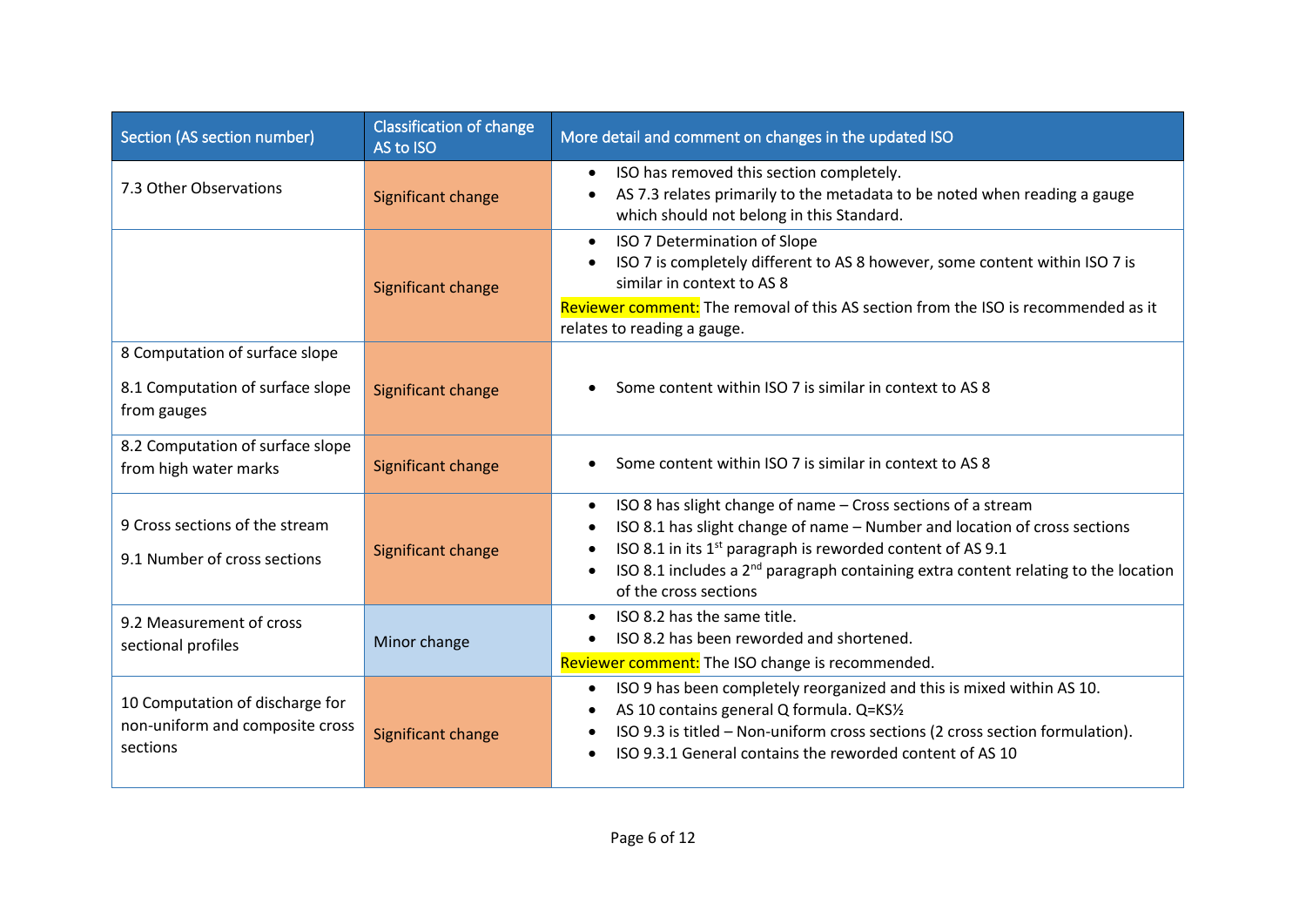| Section (AS section number) | Classification of change AS to ISO | More detail and comment on changes in the updated ISO |
|---|---|---|
| 7.3 Other Observations | Significant change | • ISO has removed this section completely.<br>• AS 7.3 relates primarily to the metadata to be noted when reading a gauge which should not belong in this Standard. |
| | Significant change | • ISO 7 Determination of Slope<br>• ISO 7 is completely different to AS 8 however, some content within ISO 7 is similar in context to AS 8<br>Reviewer comment: The removal of this AS section from the ISO is recommended as it relates to reading a gauge. |
| 8 Computation of surface slope<br>8.1 Computation of surface slope from gauges | Significant change | • Some content within ISO 7 is similar in context to AS 8 |
| 8.2 Computation of surface slope from high water marks | Significant change | • Some content within ISO 7 is similar in context to AS 8 |
| 9 Cross sections of the stream<br>9.1 Number of cross sections | Significant change | • ISO 8 has slight change of name – Cross sections of a stream<br>• ISO 8.1 has slight change of name – Number and location of cross sections<br>• ISO 8.1 in its 1st paragraph is reworded content of AS 9.1<br>• ISO 8.1 includes a 2nd paragraph containing extra content relating to the location of the cross sections |
| 9.2 Measurement of cross sectional profiles | Minor change | • ISO 8.2 has the same title.<br>• ISO 8.2 has been reworded and shortened.<br>Reviewer comment: The ISO change is recommended. |
| 10 Computation of discharge for non-uniform and composite cross sections | Significant change | • ISO 9 has been completely reorganized and this is mixed within AS 10.<br>• AS 10 contains general Q formula. $Q = KS^{½}$<br>• ISO 9.3 is titled – Non-uniform cross sections (2 cross section formulation).<br>• ISO 9.3.1 General contains the reworded content of AS 10 |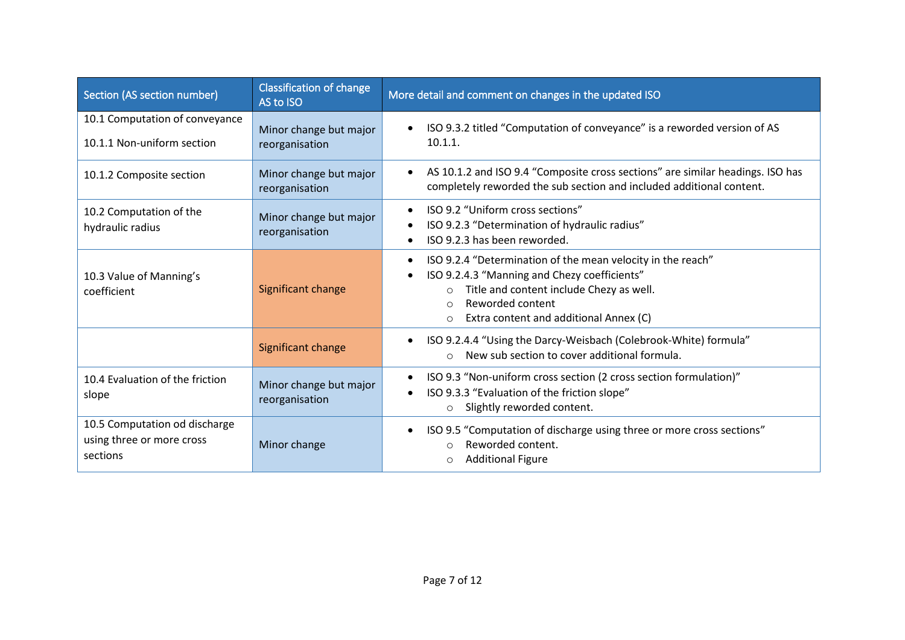| Section (AS section number) | Classification of change AS to ISO | More detail and comment on changes in the updated ISO |
|---|---|---|
| 10.1 Computation of conveyance<br>10.1.1 Non-uniform section | Minor change but major reorganisation | • ISO 9.3.2 titled "Computation of conveyance" is a reworded version of AS 10.1.1. |
| 10.1.2 Composite section | Minor change but major reorganisation | • AS 10.1.2 and ISO 9.4 "Composite cross sections" are similar headings. ISO has completely reworded the sub section and included additional content. |
| 10.2 Computation of the hydraulic radius | Minor change but major reorganisation | • ISO 9.2 "Uniform cross sections"<br>• ISO 9.2.3 "Determination of hydraulic radius"<br>• ISO 9.2.3 has been reworded. |
| 10.3 Value of Manning's coefficient | Significant change | • ISO 9.2.4 "Determination of the mean velocity in the reach"<br>• ISO 9.2.4.3 "Manning and Chezy coefficients"<br>  ○ Title and content include Chezy as well.<br>  ○ Reworded content<br>  ○ Extra content and additional Annex (C) |
| | Significant change | • ISO 9.2.4.4 "Using the Darcy-Weisbach (Colebrook-White) formula"<br>  ○ New sub section to cover additional formula. |
| 10.4 Evaluation of the friction slope | Minor change but major reorganisation | • ISO 9.3 "Non-uniform cross section (2 cross section formulation)"<br>• ISO 9.3.3 "Evaluation of the friction slope"<br>  ○ Slightly reworded content. |
| 10.5 Computation od discharge using three or more cross sections | Minor change | • ISO 9.5 "Computation of discharge using three or more cross sections"<br>  ○ Reworded content.<br>  ○ Additional Figure |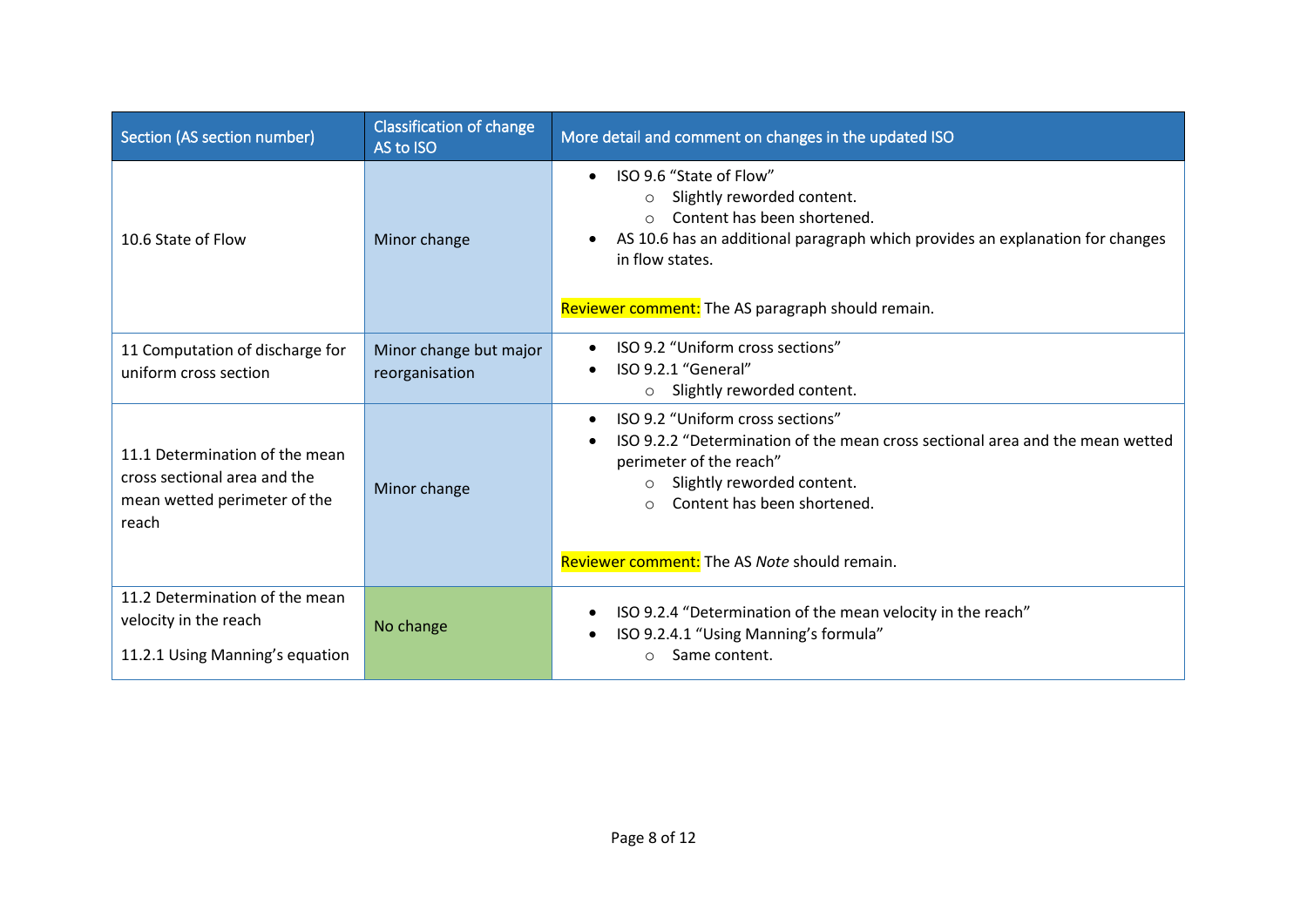| Section (AS section number) | Classification of change AS to ISO | More detail and comment on changes in the updated ISO |
|---|---|---|
| 10.6 State of Flow | Minor change | • ISO 9.6 "State of Flow"<br>○ Slightly reworded content.<br>○ Content has been shortened.<br>• AS 10.6 has an additional paragraph which provides an explanation for changes in flow states.<br><br>Reviewer comment: The AS paragraph should remain. |
| 11 Computation of discharge for uniform cross section | Minor change but major reorganisation | • ISO 9.2 "Uniform cross sections"<br>• ISO 9.2.1 "General"<br>○ Slightly reworded content. |
| 11.1 Determination of the mean cross sectional area and the mean wetted perimeter of the reach | Minor change | • ISO 9.2 "Uniform cross sections"<br>• ISO 9.2.2 "Determination of the mean cross sectional area and the mean wetted perimeter of the reach"<br>○ Slightly reworded content.<br>○ Content has been shortened.<br><br>Reviewer comment: The AS *Note* should remain. |
| 11.2 Determination of the mean velocity in the reach<br><br>11.2.1 Using Manning's equation | No change | • ISO 9.2.4 "Determination of the mean velocity in the reach"<br>• ISO 9.2.4.1 "Using Manning's formula"<br>○ Same content. |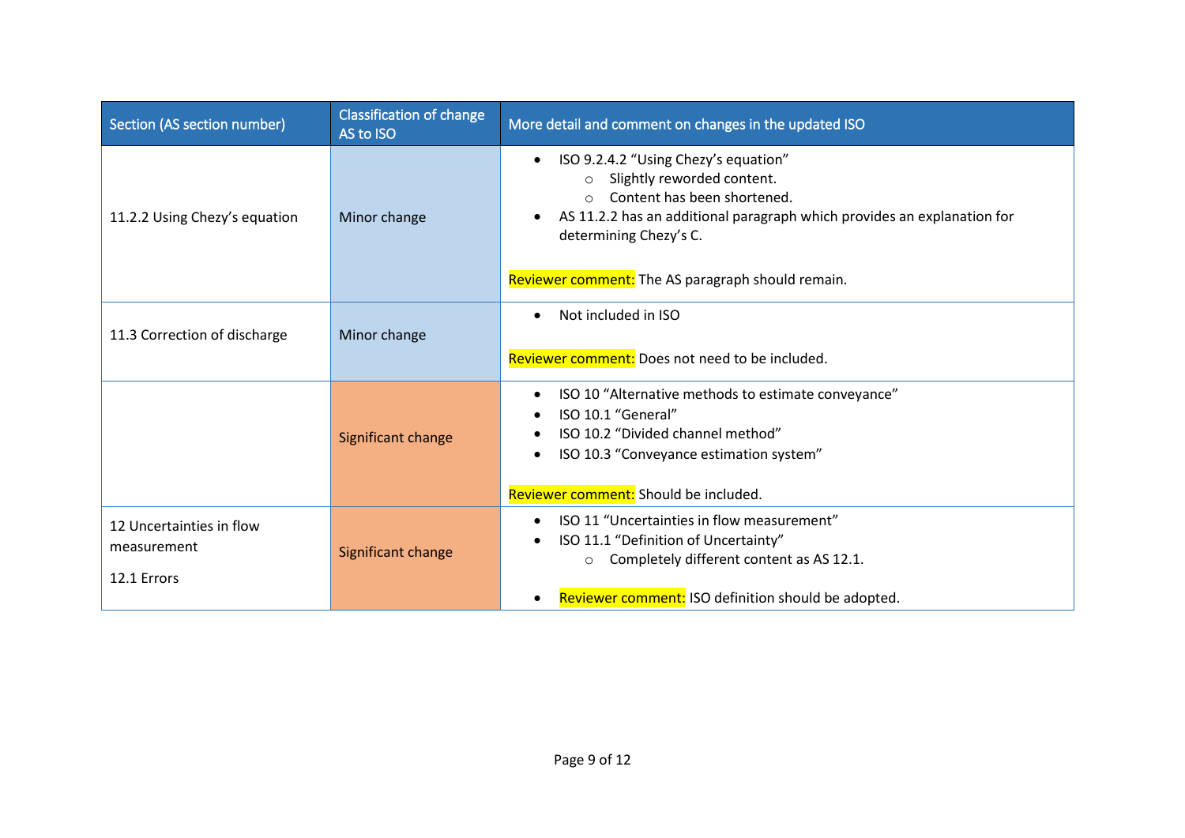| Section (AS section number) | Classification of change AS to ISO | More detail and comment on changes in the updated ISO |
| --- | --- | --- |
| 11.2.2 Using Chezy's equation | Minor change | • ISO 9.2.4.2 "Using Chezy's equation"<br>  ○ Slightly reworded content.<br>  ○ Content has been shortened.<br>• AS 11.2.2 has an additional paragraph which provides an explanation for determining Chezy's C.<br><br>Reviewer comment: The AS paragraph should remain. |
| 11.3 Correction of discharge | Minor change | • Not included in ISO<br><br>Reviewer comment: Does not need to be included. |
| | Significant change | • ISO 10 "Alternative methods to estimate conveyance"<br>• ISO 10.1 "General"<br>• ISO 10.2 "Divided channel method"<br>• ISO 10.3 "Conveyance estimation system"<br><br>Reviewer comment: Should be included. |
| 12 Uncertainties in flow measurement<br><br>12.1 Errors | Significant change | • ISO 11 "Uncertainties in flow measurement"<br>• ISO 11.1 "Definition of Uncertainty"<br>  ○ Completely different content as AS 12.1.<br><br>• Reviewer comment: ISO definition should be adopted. |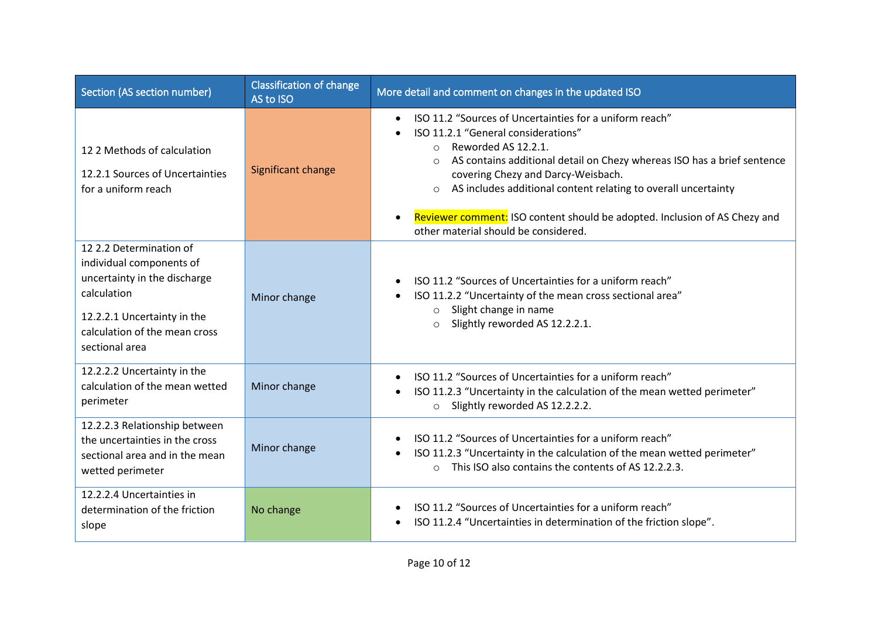| Section (AS section number) | Classification of change AS to ISO | More detail and comment on changes in the updated ISO |
|---|---|---|
| 12 2 Methods of calculation<br><br>12.2.1 Sources of Uncertainties for a uniform reach | Significant change | • ISO 11.2 "Sources of Uncertainties for a uniform reach"<br>• ISO 11.2.1 "General considerations"<br>  ○ Reworded AS 12.2.1.<br>  ○ AS contains additional detail on Chezy whereas ISO has a brief sentence covering Chezy and Darcy-Weisbach.<br>  ○ AS includes additional content relating to overall uncertainty<br><br>• Reviewer comment: ISO content should be adopted. Inclusion of AS Chezy and other material should be considered. |
| 12 2.2 Determination of individual components of uncertainty in the discharge calculation<br><br>12.2.2.1 Uncertainty in the calculation of the mean cross sectional area | Minor change | • ISO 11.2 "Sources of Uncertainties for a uniform reach"<br>• ISO 11.2.2 "Uncertainty of the mean cross sectional area"<br>  ○ Slight change in name<br>  ○ Slightly reworded AS 12.2.2.1. |
| 12.2.2.2 Uncertainty in the calculation of the mean wetted perimeter | Minor change | • ISO 11.2 "Sources of Uncertainties for a uniform reach"<br>• ISO 11.2.3 "Uncertainty in the calculation of the mean wetted perimeter"<br>  ○ Slightly reworded AS 12.2.2.2. |
| 12.2.2.3 Relationship between the uncertainties in the cross sectional area and in the mean wetted perimeter | Minor change | • ISO 11.2 "Sources of Uncertainties for a uniform reach"<br>• ISO 11.2.3 "Uncertainty in the calculation of the mean wetted perimeter"<br>  ○ This ISO also contains the contents of AS 12.2.2.3. |
| 12.2.2.4 Uncertainties in determination of the friction slope | No change | • ISO 11.2 "Sources of Uncertainties for a uniform reach"<br>• ISO 11.2.4 "Uncertainties in determination of the friction slope". |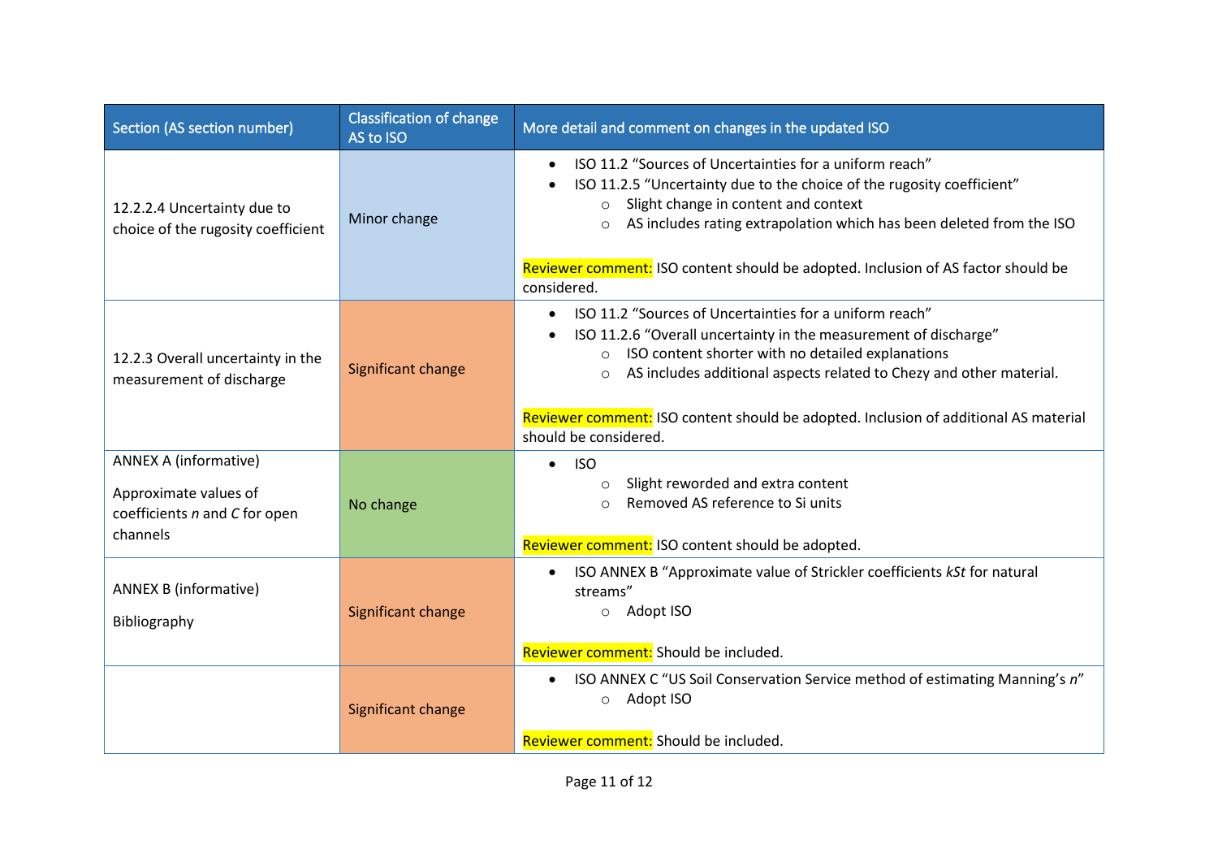| Section (AS section number) | Classification of change AS to ISO | More detail and comment on changes in the updated ISO |
|---|---|---|
| 12.2.2.4 Uncertainty due to choice of the rugosity coefficient | Minor change | • ISO 11.2 “Sources of Uncertainties for a uniform reach”<br>• ISO 11.2.5 “Uncertainty due to the choice of the rugosity coefficient”<br>  ○ Slight change in content and context<br>  ○ AS includes rating extrapolation which has been deleted from the ISO<br><br>Reviewer comment: ISO content should be adopted. Inclusion of AS factor should be considered. |
| 12.2.3 Overall uncertainty in the measurement of discharge | Significant change | • ISO 11.2 “Sources of Uncertainties for a uniform reach”<br>• ISO 11.2.6 “Overall uncertainty in the measurement of discharge”<br>  ○ ISO content shorter with no detailed explanations<br>  ○ AS includes additional aspects related to Chezy and other material.<br><br>Reviewer comment: ISO content should be adopted. Inclusion of additional AS material should be considered. |
| ANNEX A (informative)<br><br>Approximate values of coefficients *n* and *C* for open channels | No change | • ISO<br>  ○ Slight reworded and extra content<br>  ○ Removed AS reference to Si units<br><br>Reviewer comment: ISO content should be adopted. |
| ANNEX B (informative)<br><br>Bibliography | Significant change | • ISO ANNEX B “Approximate value of Strickler coefficients *kSt* for natural streams”<br>  ○ Adopt ISO<br><br>Reviewer comment: Should be included. |
| | Significant change | • ISO ANNEX C “US Soil Conservation Service method of estimating Manning’s *n*”<br>  ○ Adopt ISO<br><br>Reviewer comment: Should be included. |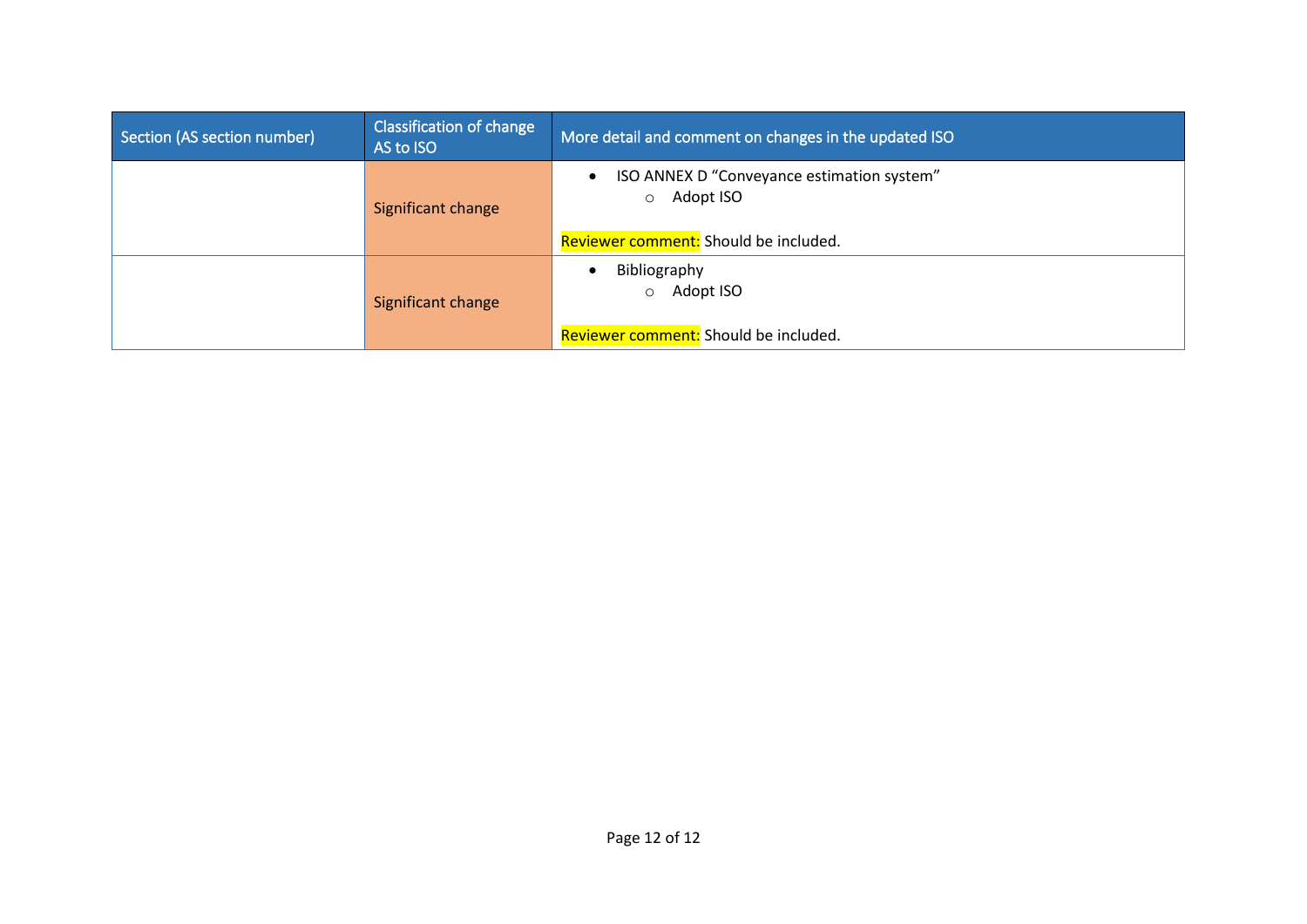| Section (AS section number) | Classification of change AS to ISO | More detail and comment on changes in the updated ISO |
| --- | --- | --- |
| | Significant change | • ISO ANNEX D “Conveyance estimation system”<br>  ○ Adopt ISO<br><br>Reviewer comment: Should be included. |
| | Significant change | • Bibliography<br>  ○ Adopt ISO<br><br>Reviewer comment: Should be included. |